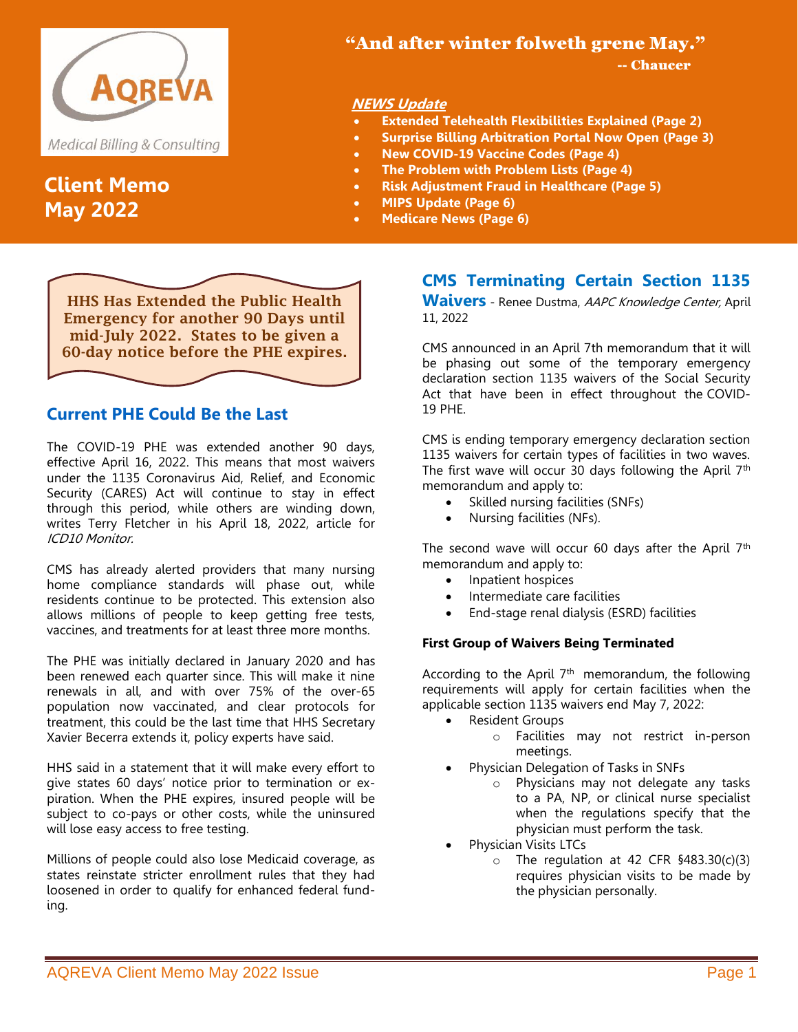AQREVA

Medical Billing & Consulting

# Client Memo May 2022

**"And after winter folweth grene May."**

**-- Chaucer**

***NEWS Update***

- **Extended Telehealth Flexibilities Explained (Page 2)**
- **Surprise Billing Arbitration Portal Now Open (Page 3)**
- **New COVID-19 Vaccine Codes (Page 4)**
- **The Problem with Problem Lists (Page 4)**
- **Risk Adjustment Fraud in Healthcare (Page 5)**
- **MIPS Update (Page 6)**
- **Medicare News (Page 6)**

**HHS Has Extended the Public Health Emergency for another 90 Days until mid-July 2022. States to be given a 60-day notice before the PHE expires.**

## Current PHE Could Be the Last

The COVID-19 PHE was extended another 90 days, effective April 16, 2022. This means that most waivers under the 1135 Coronavirus Aid, Relief, and Economic Security (CARES) Act will continue to stay in effect through this period, while others are winding down, writes Terry Fletcher in his April 18, 2022, article for *ICD10 Monitor.*

CMS has already alerted providers that many nursing home compliance standards will phase out, while residents continue to be protected. This extension also allows millions of people to keep getting free tests, vaccines, and treatments for at least three more months.

The PHE was initially declared in January 2020 and has been renewed each quarter since. This will make it nine renewals in all, and with over 75% of the over-65 population now vaccinated, and clear protocols for treatment, this could be the last time that HHS Secretary Xavier Becerra extends it, policy experts have said.

HHS said in a statement that it will make every effort to give states 60 days' notice prior to termination or expiration. When the PHE expires, insured people will be subject to co-pays or other costs, while the uninsured will lose easy access to free testing.

Millions of people could also lose Medicaid coverage, as states reinstate stricter enrollment rules that they had loosened in order to qualify for enhanced federal funding.

## CMS Terminating Certain Section 1135 Waivers

- Renee Dustma, *AAPC Knowledge Center,* April 11, 2022

CMS announced in an April 7th memorandum that it will be phasing out some of the temporary emergency declaration section 1135 waivers of the Social Security Act that have been in effect throughout the COVID-19 PHE.

CMS is ending temporary emergency declaration section 1135 waivers for certain types of facilities in two waves. The first wave will occur 30 days following the April 7th memorandum and apply to:

- Skilled nursing facilities (SNFs)
- Nursing facilities (NFs).

The second wave will occur 60 days after the April 7th memorandum and apply to:

- Inpatient hospices
- Intermediate care facilities
- End-stage renal dialysis (ESRD) facilities

**First Group of Waivers Being Terminated**

According to the April 7th memorandum, the following requirements will apply for certain facilities when the applicable section 1135 waivers end May 7, 2022:

- Resident Groups
  - Facilities may not restrict in-person meetings.
- Physician Delegation of Tasks in SNFs
  - Physicians may not delegate any tasks to a PA, NP, or clinical nurse specialist when the regulations specify that the physician must perform the task.
- Physician Visits LTCs
  - The regulation at 42 CFR §483.30(c)(3) requires physician visits to be made by the physician personally.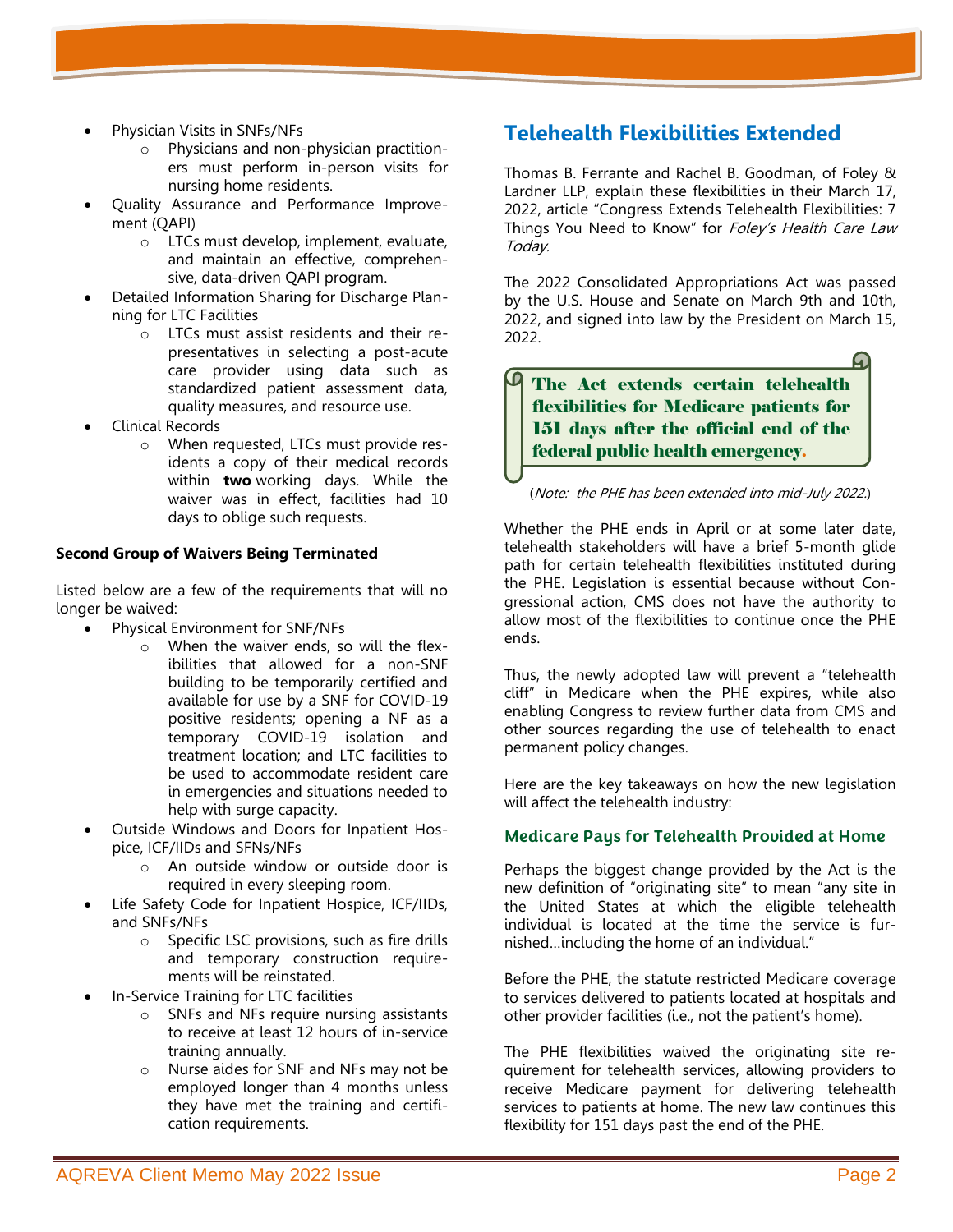- Physician Visits in SNFs/NFs
  - Physicians and non-physician practitioners must perform in-person visits for nursing home residents.
- Quality Assurance and Performance Improvement (QAPI)
  - LTCs must develop, implement, evaluate, and maintain an effective, comprehensive, data-driven QAPI program.
- Detailed Information Sharing for Discharge Planning for LTC Facilities
  - LTCs must assist residents and their representatives in selecting a post-acute care provider using data such as standardized patient assessment data, quality measures, and resource use.
- Clinical Records
  - When requested, LTCs must provide residents a copy of their medical records within **two** working days. While the waiver was in effect, facilities had 10 days to oblige such requests.

**Second Group of Waivers Being Terminated**

Listed below are a few of the requirements that will no longer be waived:

- Physical Environment for SNF/NFs
  - When the waiver ends, so will the flexibilities that allowed for a non-SNF building to be temporarily certified and available for use by a SNF for COVID-19 positive residents; opening a NF as a temporary COVID-19 isolation and treatment location; and LTC facilities to be used to accommodate resident care in emergencies and situations needed to help with surge capacity.
- Outside Windows and Doors for Inpatient Hospice, ICF/IIDs and SFNs/NFs
  - An outside window or outside door is required in every sleeping room.
- Life Safety Code for Inpatient Hospice, ICF/IIDs, and SNFs/NFs
  - Specific LSC provisions, such as fire drills and temporary construction requirements will be reinstated.
- In-Service Training for LTC facilities
  - SNFs and NFs require nursing assistants to receive at least 12 hours of in-service training annually.
  - Nurse aides for SNF and NFs may not be employed longer than 4 months unless they have met the training and certification requirements.

## Telehealth Flexibilities Extended

Thomas B. Ferrante and Rachel B. Goodman, of Foley & Lardner LLP, explain these flexibilities in their March 17, 2022, article "Congress Extends Telehealth Flexibilities: 7 Things You Need to Know" for *Foley's Health Care Law Today.*

The 2022 Consolidated Appropriations Act was passed by the U.S. House and Senate on March 9th and 10th, 2022, and signed into law by the President on March 15, 2022.

**The Act extends certain telehealth flexibilities for Medicare patients for 151 days after the official end of the federal public health emergency.**

(*Note: the PHE has been extended into mid-July 2022.*)

Whether the PHE ends in April or at some later date, telehealth stakeholders will have a brief 5-month glide path for certain telehealth flexibilities instituted during the PHE. Legislation is essential because without Congressional action, CMS does not have the authority to allow most of the flexibilities to continue once the PHE ends.

Thus, the newly adopted law will prevent a "telehealth cliff" in Medicare when the PHE expires, while also enabling Congress to review further data from CMS and other sources regarding the use of telehealth to enact permanent policy changes.

Here are the key takeaways on how the new legislation will affect the telehealth industry:

### Medicare Pays for Telehealth Provided at Home

Perhaps the biggest change provided by the Act is the new definition of "originating site" to mean "any site in the United States at which the eligible telehealth individual is located at the time the service is furnished…including the home of an individual."

Before the PHE, the statute restricted Medicare coverage to services delivered to patients located at hospitals and other provider facilities (i.e., not the patient's home).

The PHE flexibilities waived the originating site requirement for telehealth services, allowing providers to receive Medicare payment for delivering telehealth services to patients at home. The new law continues this flexibility for 151 days past the end of the PHE.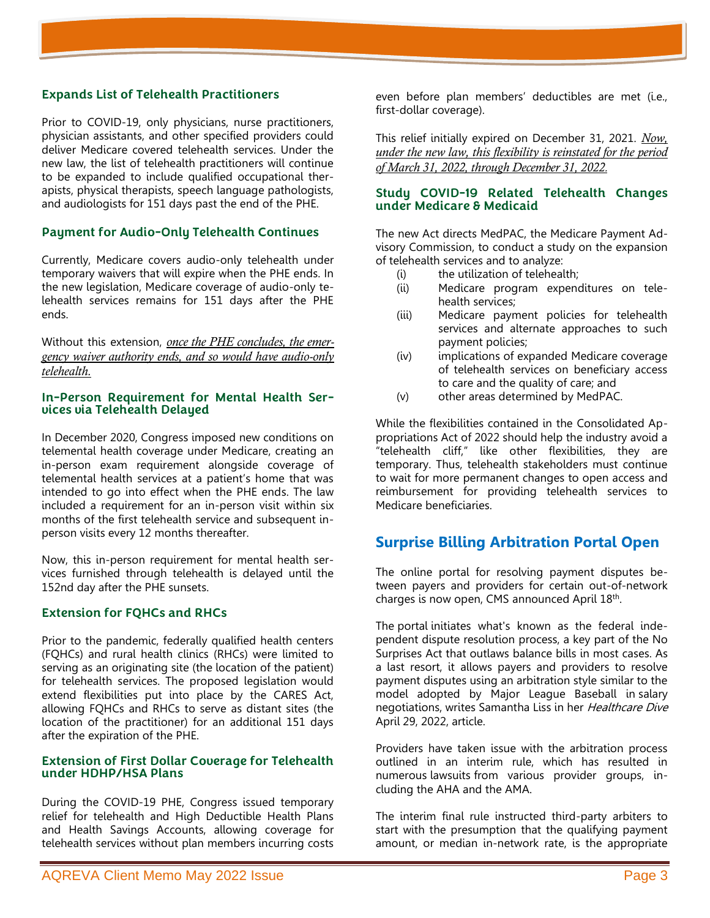### Expands List of Telehealth Practitioners

Prior to COVID-19, only physicians, nurse practitioners, physician assistants, and other specified providers could deliver Medicare covered telehealth services. Under the new law, the list of telehealth practitioners will continue to be expanded to include qualified occupational therapists, physical therapists, speech language pathologists, and audiologists for 151 days past the end of the PHE.

### Payment for Audio-Only Telehealth Continues

Currently, Medicare covers audio-only telehealth under temporary waivers that will expire when the PHE ends. In the new legislation, Medicare coverage of audio-only telehealth services remains for 151 days after the PHE ends.

Without this extension, *once the PHE concludes, the emergency waiver authority ends, and so would have audio-only telehealth.*

### In-Person Requirement for Mental Health Services via Telehealth Delayed

In December 2020, Congress imposed new conditions on telemental health coverage under Medicare, creating an in-person exam requirement alongside coverage of telemental health services at a patient's home that was intended to go into effect when the PHE ends. The law included a requirement for an in-person visit within six months of the first telehealth service and subsequent in-person visits every 12 months thereafter.

Now, this in-person requirement for mental health services furnished through telehealth is delayed until the 152nd day after the PHE sunsets.

### Extension for FQHCs and RHCs

Prior to the pandemic, federally qualified health centers (FQHCs) and rural health clinics (RHCs) were limited to serving as an originating site (the location of the patient) for telehealth services. The proposed legislation would extend flexibilities put into place by the CARES Act, allowing FQHCs and RHCs to serve as distant sites (the location of the practitioner) for an additional 151 days after the expiration of the PHE.

### Extension of First Dollar Coverage for Telehealth under HDHP/HSA Plans

During the COVID-19 PHE, Congress issued temporary relief for telehealth and High Deductible Health Plans and Health Savings Accounts, allowing coverage for telehealth services without plan members incurring costs even before plan members' deductibles are met (i.e., first-dollar coverage).

This relief initially expired on December 31, 2021. *Now, under the new law, this flexibility is reinstated for the period of March 31, 2022, through December 31, 2022.*

### Study COVID-19 Related Telehealth Changes under Medicare & Medicaid

The new Act directs MedPAC, the Medicare Payment Advisory Commission, to conduct a study on the expansion of telehealth services and to analyze:

- (i) the utilization of telehealth;
- (ii) Medicare program expenditures on telehealth services;
- (iii) Medicare payment policies for telehealth services and alternate approaches to such payment policies;
- (iv) implications of expanded Medicare coverage of telehealth services on beneficiary access to care and the quality of care; and
- (v) other areas determined by MedPAC.

While the flexibilities contained in the Consolidated Appropriations Act of 2022 should help the industry avoid a "telehealth cliff," like other flexibilities, they are temporary. Thus, telehealth stakeholders must continue to wait for more permanent changes to open access and reimbursement for providing telehealth services to Medicare beneficiaries.

## Surprise Billing Arbitration Portal Open

The online portal for resolving payment disputes between payers and providers for certain out-of-network charges is now open, CMS announced April 18th.

The portal initiates what's known as the federal independent dispute resolution process, a key part of the No Surprises Act that outlaws balance bills in most cases. As a last resort, it allows payers and providers to resolve payment disputes using an arbitration style similar to the model adopted by Major League Baseball in salary negotiations, writes Samantha Liss in her *Healthcare Dive* April 29, 2022, article.

Providers have taken issue with the arbitration process outlined in an interim rule, which has resulted in numerous lawsuits from various provider groups, including the AHA and the AMA.

The interim final rule instructed third-party arbiters to start with the presumption that the qualifying payment amount, or median in-network rate, is the appropriate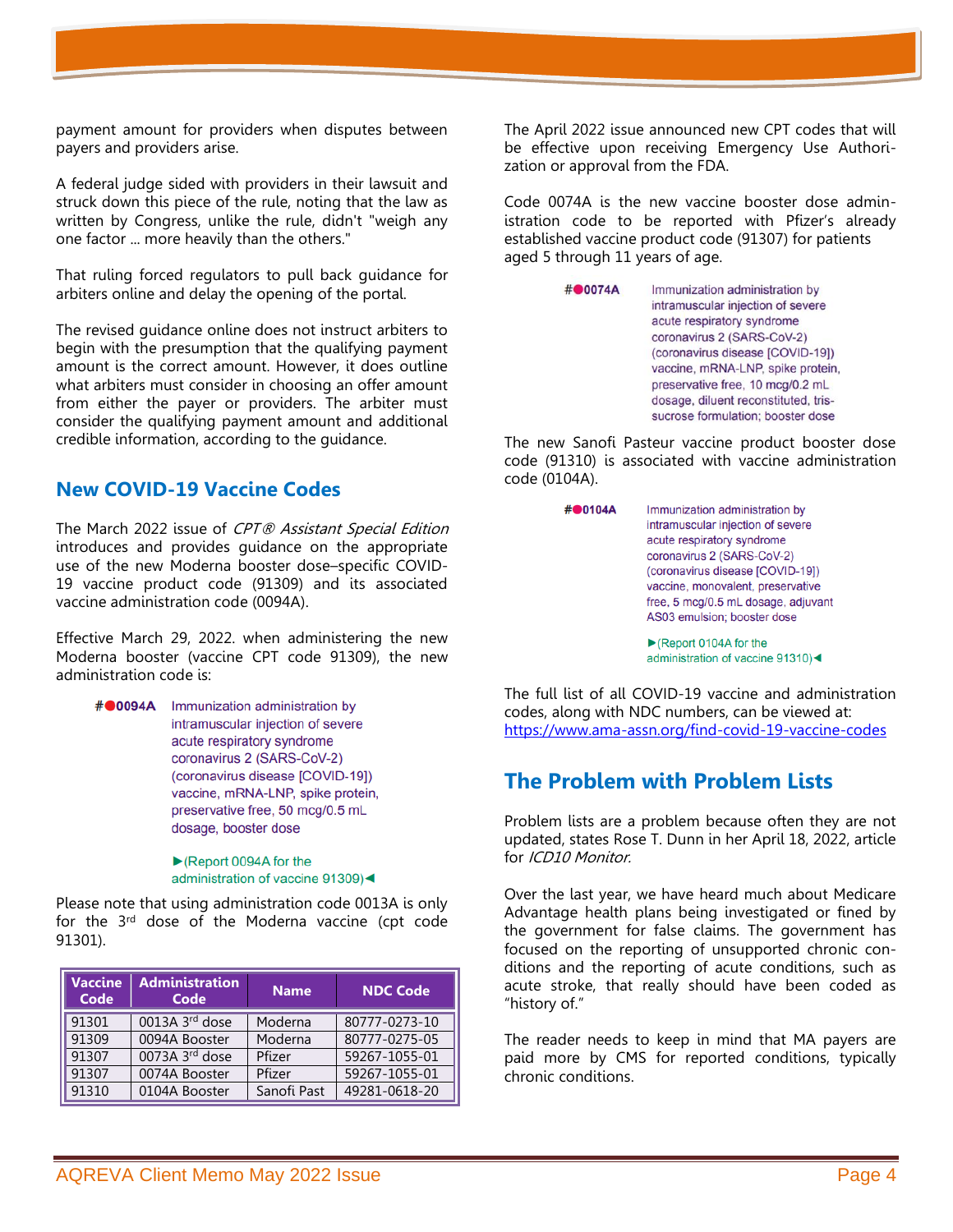payment amount for providers when disputes between payers and providers arise.

A federal judge sided with providers in their lawsuit and struck down this piece of the rule, noting that the law as written by Congress, unlike the rule, didn't "weigh any one factor ... more heavily than the others."

That ruling forced regulators to pull back guidance for arbiters online and delay the opening of the portal.

The revised guidance online does not instruct arbiters to begin with the presumption that the qualifying payment amount is the correct amount. However, it does outline what arbiters must consider in choosing an offer amount from either the payer or providers. The arbiter must consider the qualifying payment amount and additional credible information, according to the guidance.

## New COVID-19 Vaccine Codes

The March 2022 issue of *CPT® Assistant Special Edition* introduces and provides guidance on the appropriate use of the new Moderna booster dose–specific COVID-19 vaccine product code (91309) and its associated vaccine administration code (0094A).

Effective March 29, 2022. when administering the new Moderna booster (vaccine CPT code 91309), the new administration code is:

> **#●0094A** Immunization administration by intramuscular injection of severe acute respiratory syndrome coronavirus 2 (SARS-CoV-2) (coronavirus disease [COVID-19]) vaccine, mRNA-LNP, spike protein, preservative free, 50 mcg/0.5 mL dosage, booster dose
>
> ►(Report 0094A for the administration of vaccine 91309)◄

Please note that using administration code 0013A is only for the 3rd dose of the Moderna vaccine (cpt code 91301).

| Vaccine Code | Administration Code | Name | NDC Code |
|---|---|---|---|
| 91301 | 0013A 3rd dose | Moderna | 80777-0273-10 |
| 91309 | 0094A Booster | Moderna | 80777-0275-05 |
| 91307 | 0073A 3rd dose | Pfizer | 59267-1055-01 |
| 91307 | 0074A Booster | Pfizer | 59267-1055-01 |
| 91310 | 0104A Booster | Sanofi Past | 49281-0618-20 |

The April 2022 issue announced new CPT codes that will be effective upon receiving Emergency Use Authorization or approval from the FDA.

Code 0074A is the new vaccine booster dose administration code to be reported with Pfizer's already established vaccine product code (91307) for patients aged 5 through 11 years of age.

> **#●0074A** Immunization administration by intramuscular injection of severe acute respiratory syndrome coronavirus 2 (SARS-CoV-2) (coronavirus disease [COVID-19]) vaccine, mRNA-LNP, spike protein, preservative free, 10 mcg/0.2 mL dosage, diluent reconstituted, tris-sucrose formulation; booster dose

The new Sanofi Pasteur vaccine product booster dose code (91310) is associated with vaccine administration code (0104A).

> **#●0104A** Immunization administration by intramuscular injection of severe acute respiratory syndrome coronavirus 2 (SARS-CoV-2) (coronavirus disease [COVID-19]) vaccine, monovalent, preservative free, 5 mcg/0.5 mL dosage, adjuvant AS03 emulsion; booster dose
>
> ►(Report 0104A for the administration of vaccine 91310)◄

The full list of all COVID-19 vaccine and administration codes, along with NDC numbers, can be viewed at: https://www.ama-assn.org/find-covid-19-vaccine-codes

## The Problem with Problem Lists

Problem lists are a problem because often they are not updated, states Rose T. Dunn in her April 18, 2022, article for *ICD10 Monitor.*

Over the last year, we have heard much about Medicare Advantage health plans being investigated or fined by the government for false claims. The government has focused on the reporting of unsupported chronic conditions and the reporting of acute conditions, such as acute stroke, that really should have been coded as "history of."

The reader needs to keep in mind that MA payers are paid more by CMS for reported conditions, typically chronic conditions.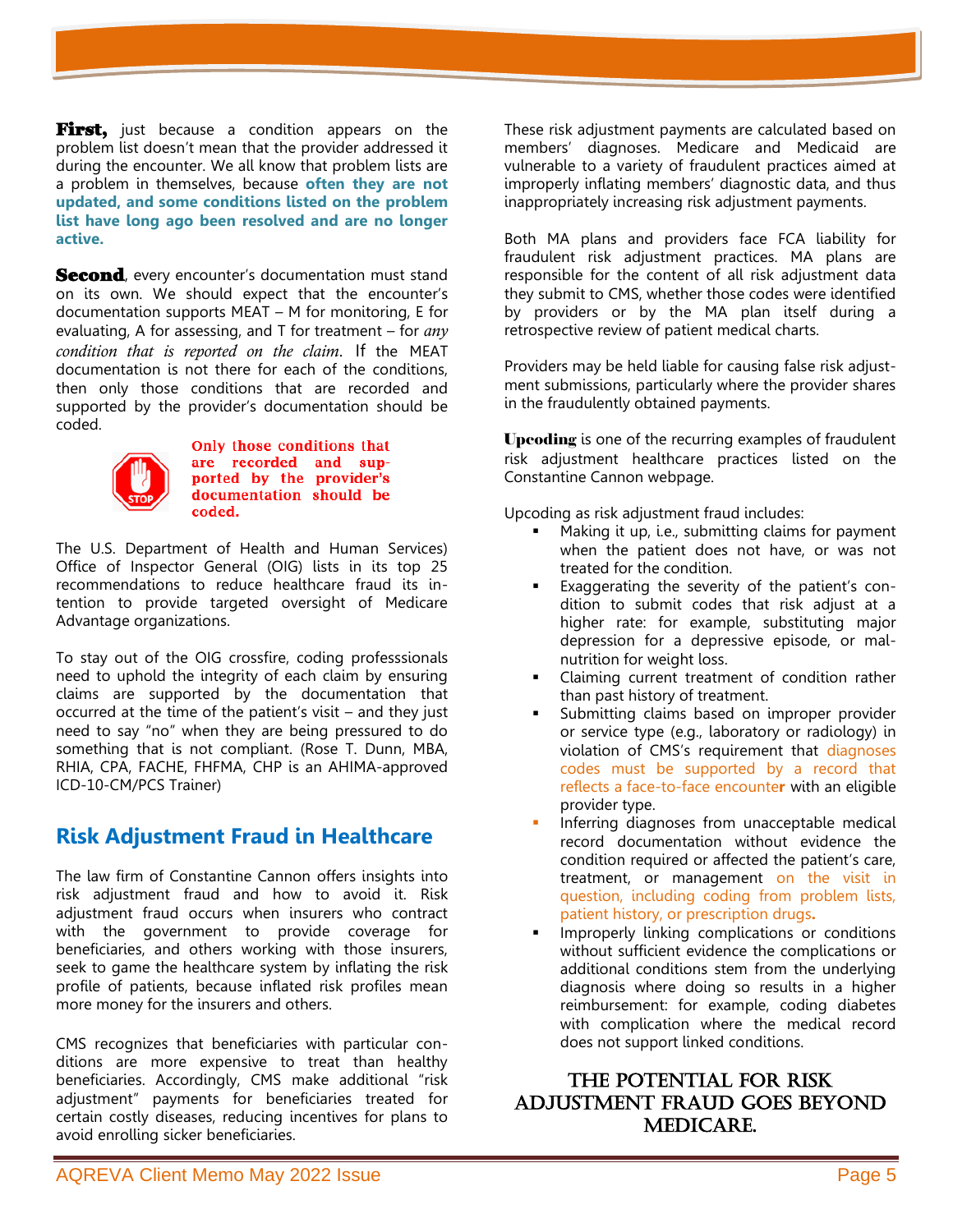**First,** just because a condition appears on the problem list doesn't mean that the provider addressed it during the encounter. We all know that problem lists are a problem in themselves, because **often they are not updated, and some conditions listed on the problem list have long ago been resolved and are no longer active.**

**Second**, every encounter's documentation must stand on its own. We should expect that the encounter's documentation supports MEAT – M for monitoring, E for evaluating, A for assessing, and T for treatment – for *any condition that is reported on the claim*. If the MEAT documentation is not there for each of the conditions, then only those conditions that are recorded and supported by the provider's documentation should be coded.

**Only those conditions that are recorded and supported by the provider's documentation should be coded.**

The U.S. Department of Health and Human Services) Office of Inspector General (OIG) lists in its top 25 recommendations to reduce healthcare fraud its intention to provide targeted oversight of Medicare Advantage organizations.

To stay out of the OIG crossfire, coding professsionals need to uphold the integrity of each claim by ensuring claims are supported by the documentation that occurred at the time of the patient's visit – and they just need to say "no" when they are being pressured to do something that is not compliant. (Rose T. Dunn, MBA, RHIA, CPA, FACHE, FHFMA, CHP is an AHIMA-approved ICD-10-CM/PCS Trainer)

## Risk Adjustment Fraud in Healthcare

The law firm of Constantine Cannon offers insights into risk adjustment fraud and how to avoid it. Risk adjustment fraud occurs when insurers who contract with the government to provide coverage for beneficiaries, and others working with those insurers, seek to game the healthcare system by inflating the risk profile of patients, because inflated risk profiles mean more money for the insurers and others.

CMS recognizes that beneficiaries with particular conditions are more expensive to treat than healthy beneficiaries. Accordingly, CMS make additional "risk adjustment" payments for beneficiaries treated for certain costly diseases, reducing incentives for plans to avoid enrolling sicker beneficiaries.

These risk adjustment payments are calculated based on members' diagnoses. Medicare and Medicaid are vulnerable to a variety of fraudulent practices aimed at improperly inflating members' diagnostic data, and thus inappropriately increasing risk adjustment payments.

Both MA plans and providers face FCA liability for fraudulent risk adjustment practices. MA plans are responsible for the content of all risk adjustment data they submit to CMS, whether those codes were identified by providers or by the MA plan itself during a retrospective review of patient medical charts.

Providers may be held liable for causing false risk adjustment submissions, particularly where the provider shares in the fraudulently obtained payments.

**Upcoding** is one of the recurring examples of fraudulent risk adjustment healthcare practices listed on the Constantine Cannon webpage.

Upcoding as risk adjustment fraud includes:

- Making it up, i.e., submitting claims for payment when the patient does not have, or was not treated for the condition.
- Exaggerating the severity of the patient's condition to submit codes that risk adjust at a higher rate: for example, substituting major depression for a depressive episode, or malnutrition for weight loss.
- Claiming current treatment of condition rather than past history of treatment.
- Submitting claims based on improper provider or service type (e.g., laboratory or radiology) in violation of CMS's requirement that diagnoses codes must be supported by a record that reflects a face-to-face encounter with an eligible provider type.
- Inferring diagnoses from unacceptable medical record documentation without evidence the condition required or affected the patient's care, treatment, or management on the visit in question, including coding from problem lists, patient history, or prescription drugs.
- Improperly linking complications or conditions without sufficient evidence the complications or additional conditions stem from the underlying diagnosis where doing so results in a higher reimbursement: for example, coding diabetes with complication where the medical record does not support linked conditions.

### THE POTENTIAL FOR RISK ADJUSTMENT FRAUD GOES BEYOND MEDICARE.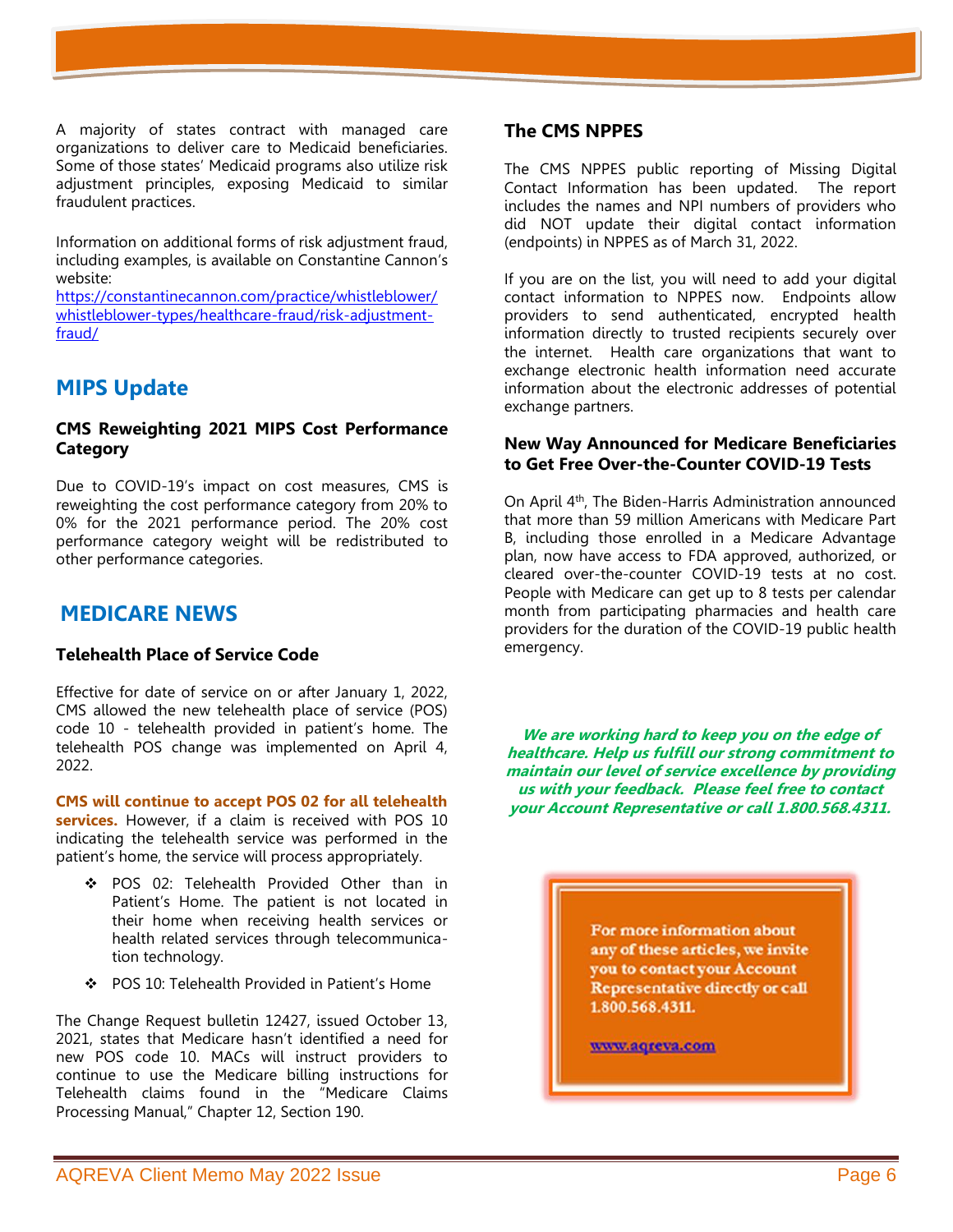A majority of states contract with managed care organizations to deliver care to Medicaid beneficiaries. Some of those states' Medicaid programs also utilize risk adjustment principles, exposing Medicaid to similar fraudulent practices.

Information on additional forms of risk adjustment fraud, including examples, is available on Constantine Cannon's website:
[https://constantinecannon.com/practice/whistleblower/whistleblower-types/healthcare-fraud/risk-adjustment-fraud/](https://constantinecannon.com/practice/whistleblower/whistleblower-types/healthcare-fraud/risk-adjustment-fraud/)

## MIPS Update

### CMS Reweighting 2021 MIPS Cost Performance Category

Due to COVID-19's impact on cost measures, CMS is reweighting the cost performance category from 20% to 0% for the 2021 performance period. The 20% cost performance category weight will be redistributed to other performance categories.

## MEDICARE NEWS

### Telehealth Place of Service Code

Effective for date of service on or after January 1, 2022, CMS allowed the new telehealth place of service (POS) code 10 - telehealth provided in patient's home. The telehealth POS change was implemented on April 4, 2022.

**CMS will continue to accept POS 02 for all telehealth services.** However, if a claim is received with POS 10 indicating the telehealth service was performed in the patient's home, the service will process appropriately.

- POS 02: Telehealth Provided Other than in Patient's Home. The patient is not located in their home when receiving health services or health related services through telecommunication technology.
- POS 10: Telehealth Provided in Patient's Home

The Change Request bulletin 12427, issued October 13, 2021, states that Medicare hasn't identified a need for new POS code 10. MACs will instruct providers to continue to use the Medicare billing instructions for Telehealth claims found in the "Medicare Claims Processing Manual," Chapter 12, Section 190.

### The CMS NPPES

The CMS NPPES public reporting of Missing Digital Contact Information has been updated. The report includes the names and NPI numbers of providers who did NOT update their digital contact information (endpoints) in NPPES as of March 31, 2022.

If you are on the list, you will need to add your digital contact information to NPPES now. Endpoints allow providers to send authenticated, encrypted health information directly to trusted recipients securely over the internet. Health care organizations that want to exchange electronic health information need accurate information about the electronic addresses of potential exchange partners.

### New Way Announced for Medicare Beneficiaries to Get Free Over-the-Counter COVID-19 Tests

On April 4th, The Biden-Harris Administration announced that more than 59 million Americans with Medicare Part B, including those enrolled in a Medicare Advantage plan, now have access to FDA approved, authorized, or cleared over-the-counter COVID-19 tests at no cost. People with Medicare can get up to 8 tests per calendar month from participating pharmacies and health care providers for the duration of the COVID-19 public health emergency.

***We are working hard to keep you on the edge of healthcare. Help us fulfill our strong commitment to maintain our level of service excellence by providing us with your feedback. Please feel free to contact your Account Representative or call 1.800.568.4311.***

For more information about any of these articles, we invite you to contact your Account Representative directly or call 1.800.568.4311.

[www.aqreva.com](http://www.aqreva.com)